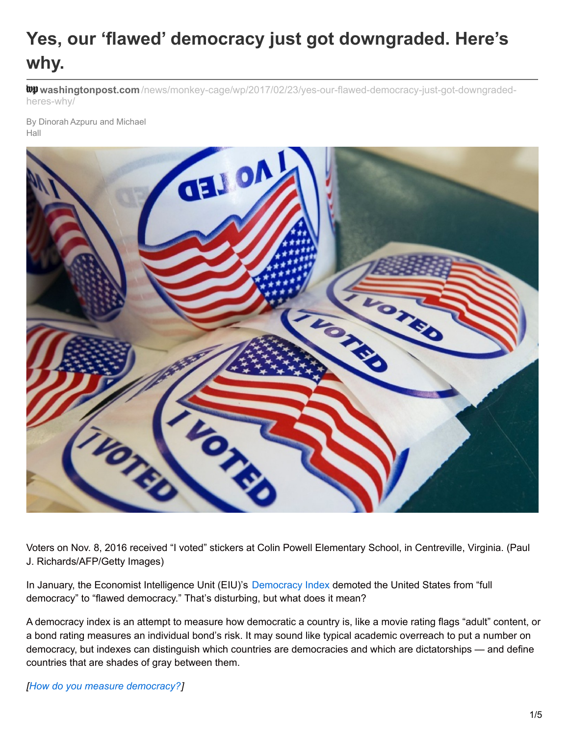# Yes, our 'flawed' democracy just got downgraded. Here's why.

washingtonpost.com/news/monkey-cage/wp/2017/02/23/yes-our-flawed-democracy-just-got-downgraded-heres-why/

By Dinorah Azpuru and Michael Hall

Voters on Nov. 8, 2016 received "I voted" stickers at Colin Powell Elementary School, in Centreville, Virginia. (Paul J. Richards/AFP/Getty Images)

In January, the Economist Intelligence Unit (EIU)'s Democracy Index demoted the United States from "full democracy" to "flawed democracy." That's disturbing, but what does it mean?

A democracy index is an attempt to measure how democratic a country is, like a movie rating flags "adult" content, or a bond rating measures an individual bond's risk. It may sound like typical academic overreach to put a number on democracy, but indexes can distinguish which countries are democracies and which are dictatorships — and define countries that are shades of gray between them.

*[How do you measure democracy?]*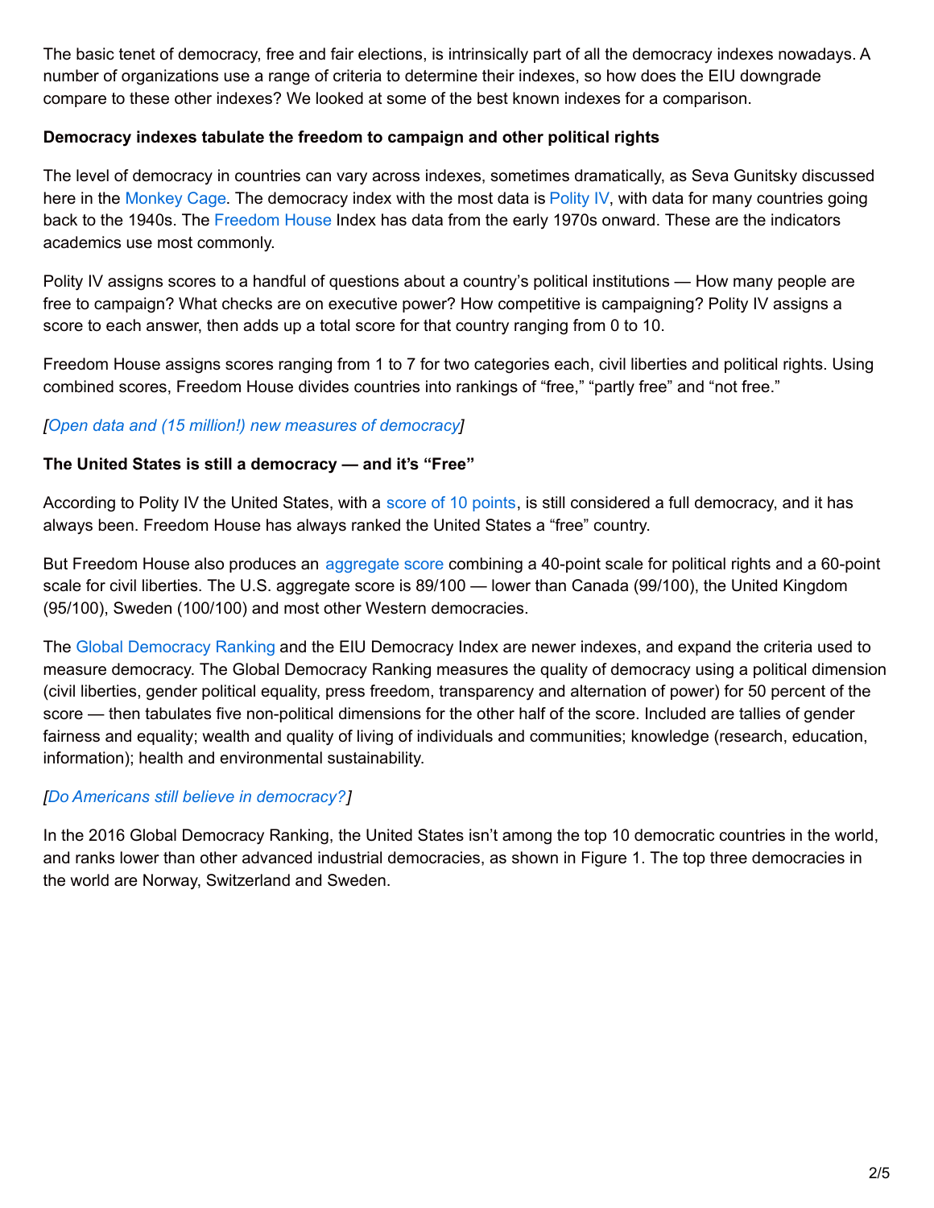The basic tenet of democracy, free and fair elections, is intrinsically part of all the democracy indexes nowadays. A number of organizations use a range of criteria to determine their indexes, so how does the EIU downgrade compare to these other indexes? We looked at some of the best known indexes for a comparison.

**Democracy indexes tabulate the freedom to campaign and other political rights**

The level of democracy in countries can vary across indexes, sometimes dramatically, as Seva Gunitsky discussed here in the Monkey Cage. The democracy index with the most data is Polity IV, with data for many countries going back to the 1940s. The Freedom House Index has data from the early 1970s onward. These are the indicators academics use most commonly.

Polity IV assigns scores to a handful of questions about a country's political institutions — How many people are free to campaign? What checks are on executive power? How competitive is campaigning? Polity IV assigns a score to each answer, then adds up a total score for that country ranging from 0 to 10.

Freedom House assigns scores ranging from 1 to 7 for two categories each, civil liberties and political rights. Using combined scores, Freedom House divides countries into rankings of "free," "partly free" and "not free."

*[Open data and (15 million!) new measures of democracy]*

**The United States is still a democracy — and it's "Free"**

According to Polity IV the United States, with a score of 10 points, is still considered a full democracy, and it has always been. Freedom House has always ranked the United States a "free" country.

But Freedom House also produces an aggregate score combining a 40-point scale for political rights and a 60-point scale for civil liberties. The U.S. aggregate score is 89/100 — lower than Canada (99/100), the United Kingdom (95/100), Sweden (100/100) and most other Western democracies.

The Global Democracy Ranking and the EIU Democracy Index are newer indexes, and expand the criteria used to measure democracy. The Global Democracy Ranking measures the quality of democracy using a political dimension (civil liberties, gender political equality, press freedom, transparency and alternation of power) for 50 percent of the score — then tabulates five non-political dimensions for the other half of the score. Included are tallies of gender fairness and equality; wealth and quality of living of individuals and communities; knowledge (research, education, information); health and environmental sustainability.

*[Do Americans still believe in democracy?]*

In the 2016 Global Democracy Ranking, the United States isn't among the top 10 democratic countries in the world, and ranks lower than other advanced industrial democracies, as shown in Figure 1. The top three democracies in the world are Norway, Switzerland and Sweden.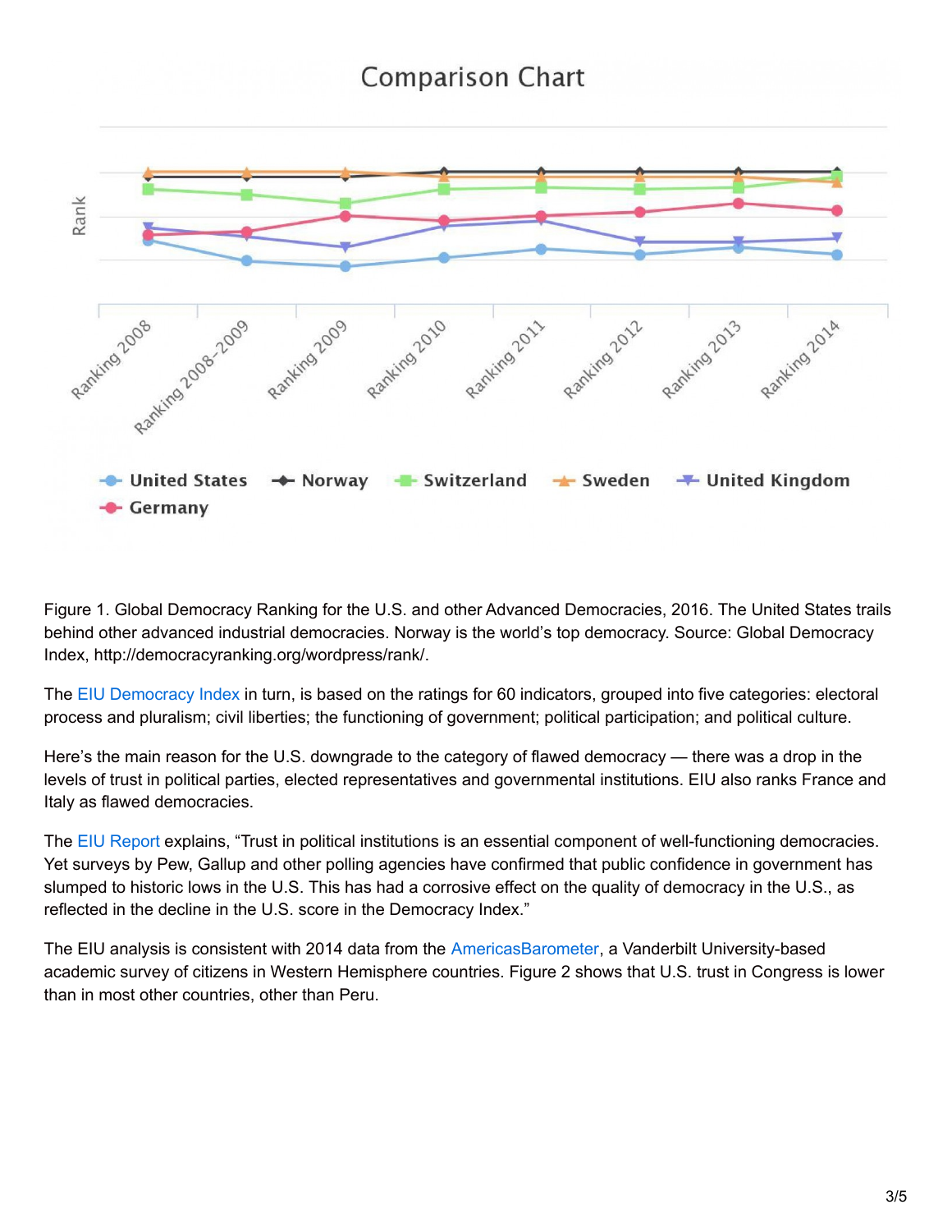Figure 1. Global Democracy Ranking for the U.S. and other Advanced Democracies, 2016. The United States trails behind other advanced industrial democracies. Norway is the world's top democracy. Source: Global Democracy Index, http://democracyranking.org/wordpress/rank/.

The EIU Democracy Index in turn, is based on the ratings for 60 indicators, grouped into five categories: electoral process and pluralism; civil liberties; the functioning of government; political participation; and political culture.

Here's the main reason for the U.S. downgrade to the category of flawed democracy — there was a drop in the levels of trust in political parties, elected representatives and governmental institutions. EIU also ranks France and Italy as flawed democracies.

The EIU Report explains, "Trust in political institutions is an essential component of well-functioning democracies. Yet surveys by Pew, Gallup and other polling agencies have confirmed that public confidence in government has slumped to historic lows in the U.S. This has had a corrosive effect on the quality of democracy in the U.S., as reflected in the decline in the U.S. score in the Democracy Index."

The EIU analysis is consistent with 2014 data from the AmericasBarometer, a Vanderbilt University-based academic survey of citizens in Western Hemisphere countries. Figure 2 shows that U.S. trust in Congress is lower than in most other countries, other than Peru.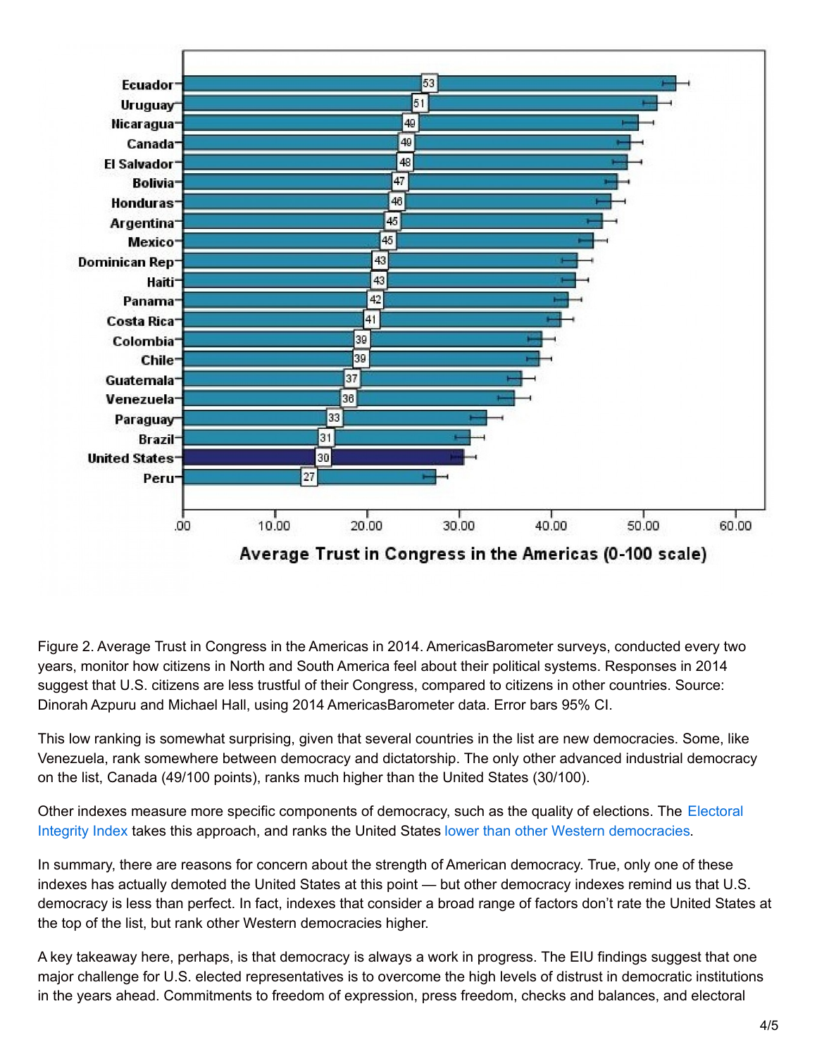| Country | Average Trust in Congress in the Americas (0-100 scale) |
|---|---|
| Ecuador | 53 |
| Uruguay | 51 |
| Nicaragua | 49 |
| Canada | 49 |
| El Salvador | 48 |
| Bolivia | 47 |
| Honduras | 46 |
| Argentina | 45 |
| Mexico | 45 |
| Dominican Rep | 43 |
| Haiti | 43 |
| Panama | 42 |
| Costa Rica | 41 |
| Colombia | 39 |
| Chile | 39 |
| Guatemala | 37 |
| Venezuela | 36 |
| Paraguay | 33 |
| Brazil | 31 |
| United States | 30 |
| Peru | 27 |

Figure 2. Average Trust in Congress in the Americas in 2014. AmericasBarometer surveys, conducted every two years, monitor how citizens in North and South America feel about their political systems. Responses in 2014 suggest that U.S. citizens are less trustful of their Congress, compared to citizens in other countries. Source: Dinorah Azpuru and Michael Hall, using 2014 AmericasBarometer data. Error bars 95% CI.

This low ranking is somewhat surprising, given that several countries in the list are new democracies. Some, like Venezuela, rank somewhere between democracy and dictatorship. The only other advanced industrial democracy on the list, Canada (49/100 points), ranks much higher than the United States (30/100).

Other indexes measure more specific components of democracy, such as the quality of elections. The Electoral Integrity Index takes this approach, and ranks the United States lower than other Western democracies.

In summary, there are reasons for concern about the strength of American democracy. True, only one of these indexes has actually demoted the United States at this point — but other democracy indexes remind us that U.S. democracy is less than perfect. In fact, indexes that consider a broad range of factors don't rate the United States at the top of the list, but rank other Western democracies higher.

A key takeaway here, perhaps, is that democracy is always a work in progress. The EIU findings suggest that one major challenge for U.S. elected representatives is to overcome the high levels of distrust in democratic institutions in the years ahead. Commitments to freedom of expression, press freedom, checks and balances, and electoral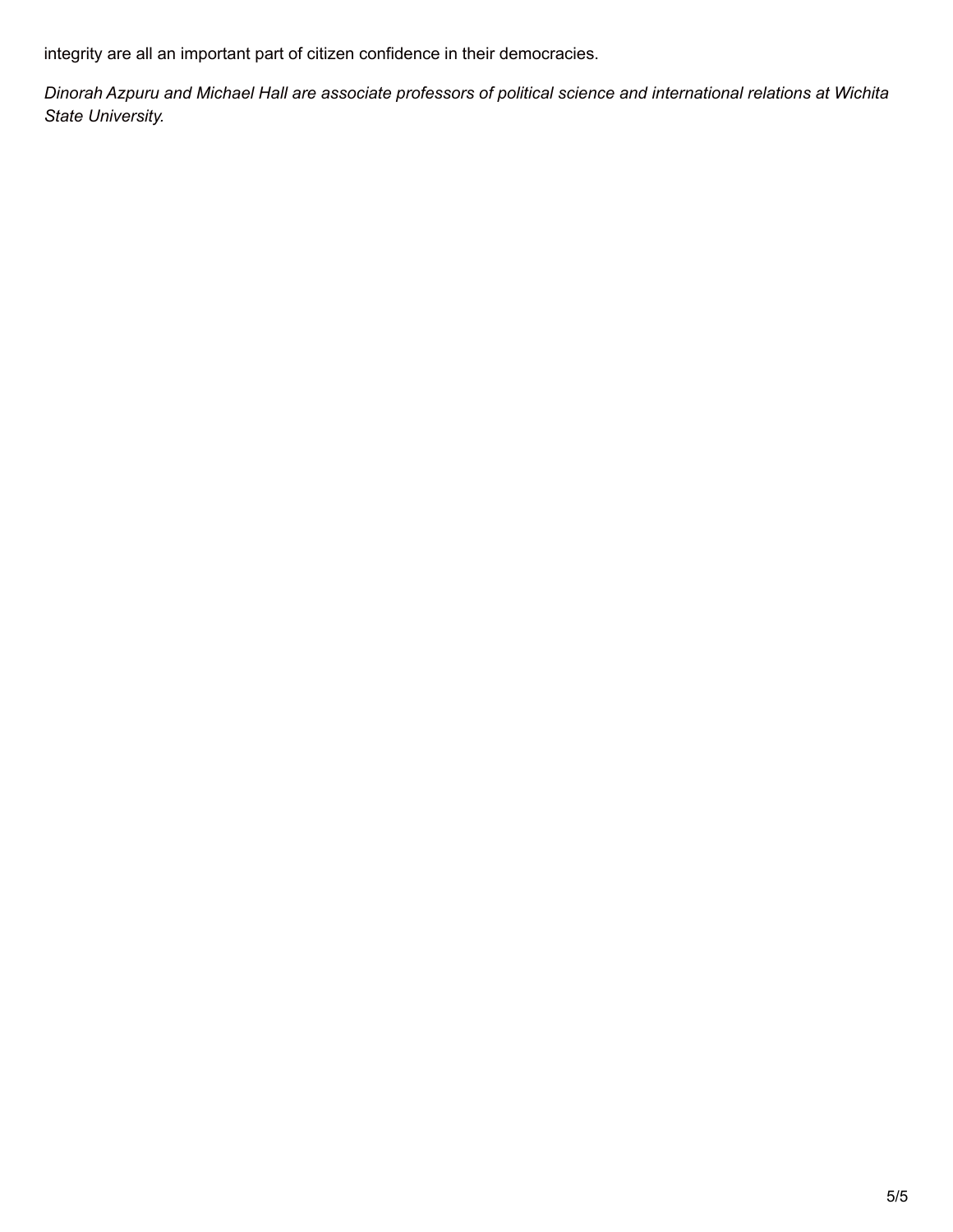integrity are all an important part of citizen confidence in their democracies.

*Dinorah Azpuru and Michael Hall are associate professors of political science and international relations at Wichita State University.*